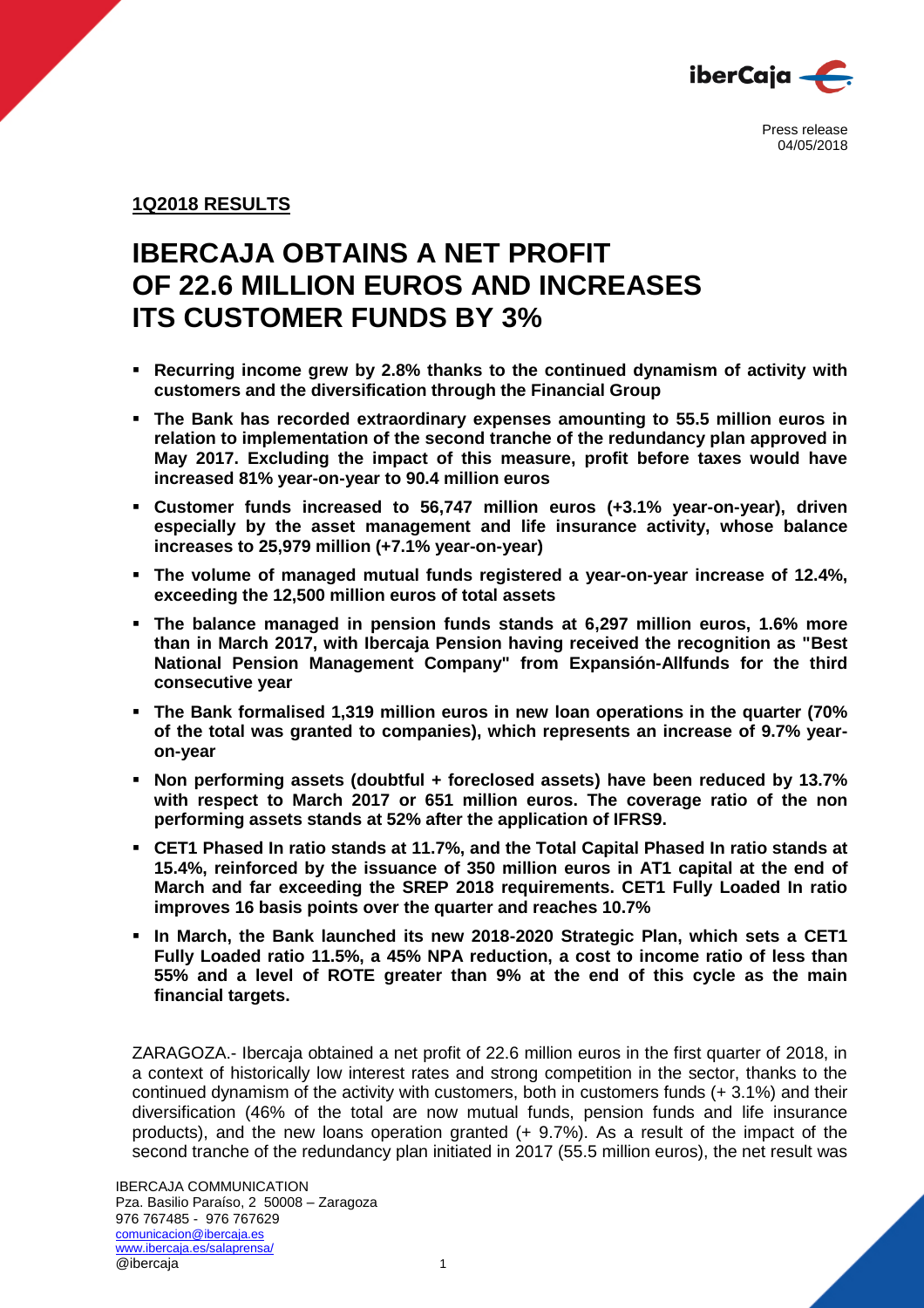Press release
04/05/2018

**1Q2018 RESULTS**

# IBERCAJA OBTAINS A NET PROFIT OF 22.6 MILLION EUROS AND INCREASES ITS CUSTOMER FUNDS BY 3%

- **Recurring income grew by 2.8% thanks to the continued dynamism of activity with customers and the diversification through the Financial Group**
- **The Bank has recorded extraordinary expenses amounting to 55.5 million euros in relation to implementation of the second tranche of the redundancy plan approved in May 2017. Excluding the impact of this measure, profit before taxes would have increased 81% year-on-year to 90.4 million euros**
- **Customer funds increased to 56,747 million euros (+3.1% year-on-year), driven especially by the asset management and life insurance activity, whose balance increases to 25,979 million (+7.1% year-on-year)**
- **The volume of managed mutual funds registered a year-on-year increase of 12.4%, exceeding the 12,500 million euros of total assets**
- **The balance managed in pension funds stands at 6,297 million euros, 1.6% more than in March 2017, with Ibercaja Pension having received the recognition as "Best National Pension Management Company" from Expansión-Allfunds for the third consecutive year**
- **The Bank formalised 1,319 million euros in new loan operations in the quarter (70% of the total was granted to companies), which represents an increase of 9.7% year-on-year**
- **Non performing assets (doubtful + foreclosed assets) have been reduced by 13.7% with respect to March 2017 or 651 million euros. The coverage ratio of the non performing assets stands at 52% after the application of IFRS9.**
- **CET1 Phased In ratio stands at 11.7%, and the Total Capital Phased In ratio stands at 15.4%, reinforced by the issuance of 350 million euros in AT1 capital at the end of March and far exceeding the SREP 2018 requirements. CET1 Fully Loaded In ratio improves 16 basis points over the quarter and reaches 10.7%**
- **In March, the Bank launched its new 2018-2020 Strategic Plan, which sets a CET1 Fully Loaded ratio 11.5%, a 45% NPA reduction, a cost to income ratio of less than 55% and a level of ROTE greater than 9% at the end of this cycle as the main financial targets.**

ZARAGOZA.- Ibercaja obtained a net profit of 22.6 million euros in the first quarter of 2018, in a context of historically low interest rates and strong competition in the sector, thanks to the continued dynamism of the activity with customers, both in customers funds (+ 3.1%) and their diversification (46% of the total are now mutual funds, pension funds and life insurance products), and the new loans operation granted (+ 9.7%). As a result of the impact of the second tranche of the redundancy plan initiated in 2017 (55.5 million euros), the net result was

IBERCAJA COMMUNICATION
Pza. Basilio Paraíso, 2 50008 – Zaragoza
976 767485 - 976 767629
comunicacion@ibercaja.es
www.ibercaja.es/salaprensa/
@ibercaja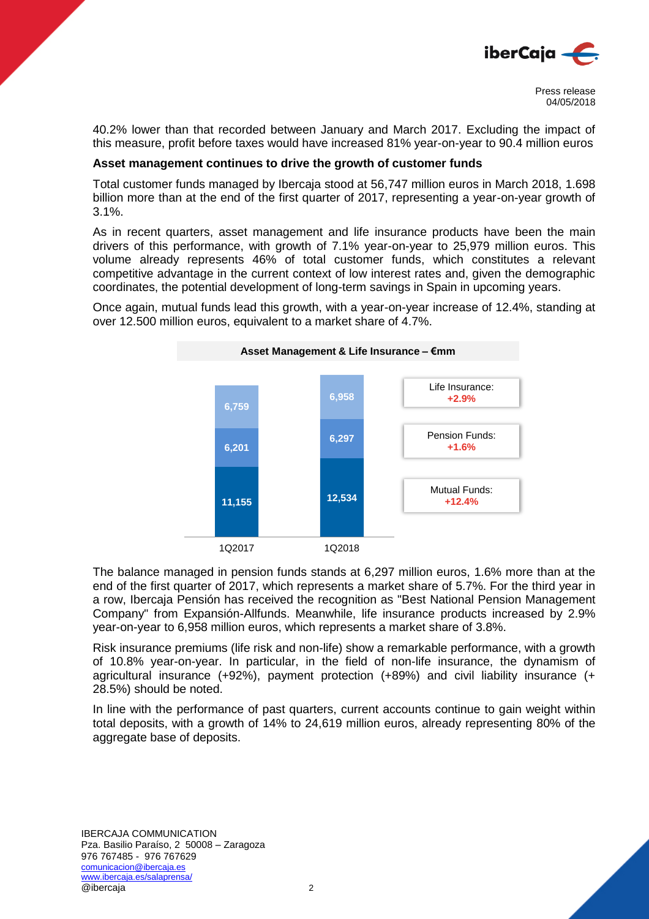40.2% lower than that recorded between January and March 2017. Excluding the impact of this measure, profit before taxes would have increased 81% year-on-year to 90.4 million euros

**Asset management continues to drive the growth of customer funds**

Total customer funds managed by Ibercaja stood at 56,747 million euros in March 2018, 1.698 billion more than at the end of the first quarter of 2017, representing a year-on-year growth of 3.1%.

As in recent quarters, asset management and life insurance products have been the main drivers of this performance, with growth of 7.1% year-on-year to 25,979 million euros. This volume already represents 46% of total customer funds, which constitutes a relevant competitive advantage in the current context of low interest rates and, given the demographic coordinates, the potential development of long-term savings in Spain in upcoming years.

Once again, mutual funds lead this growth, with a year-on-year increase of 12.4%, standing at over 12.500 million euros, equivalent to a market share of 4.7%.

**Asset Management & Life Insurance – €mm**

| | 1Q2017 | 1Q2018 | Change |
|---|---|---|---|
| Life Insurance | 6,759 | 6,958 | +2.9% |
| Pension Funds | 6,201 | 6,297 | +1.6% |
| Mutual Funds | 11,155 | 12,534 | +12.4% |

The balance managed in pension funds stands at 6,297 million euros, 1.6% more than at the end of the first quarter of 2017, which represents a market share of 5.7%. For the third year in a row, Ibercaja Pensión has received the recognition as "Best National Pension Management Company" from Expansión-Allfunds. Meanwhile, life insurance products increased by 2.9% year-on-year to 6,958 million euros, which represents a market share of 3.8%.

Risk insurance premiums (life risk and non-life) show a remarkable performance, with a growth of 10.8% year-on-year. In particular, in the field of non-life insurance, the dynamism of agricultural insurance (+92%), payment protection (+89%) and civil liability insurance (+ 28.5%) should be noted.

In line with the performance of past quarters, current accounts continue to gain weight within total deposits, with a growth of 14% to 24,619 million euros, already representing 80% of the aggregate base of deposits.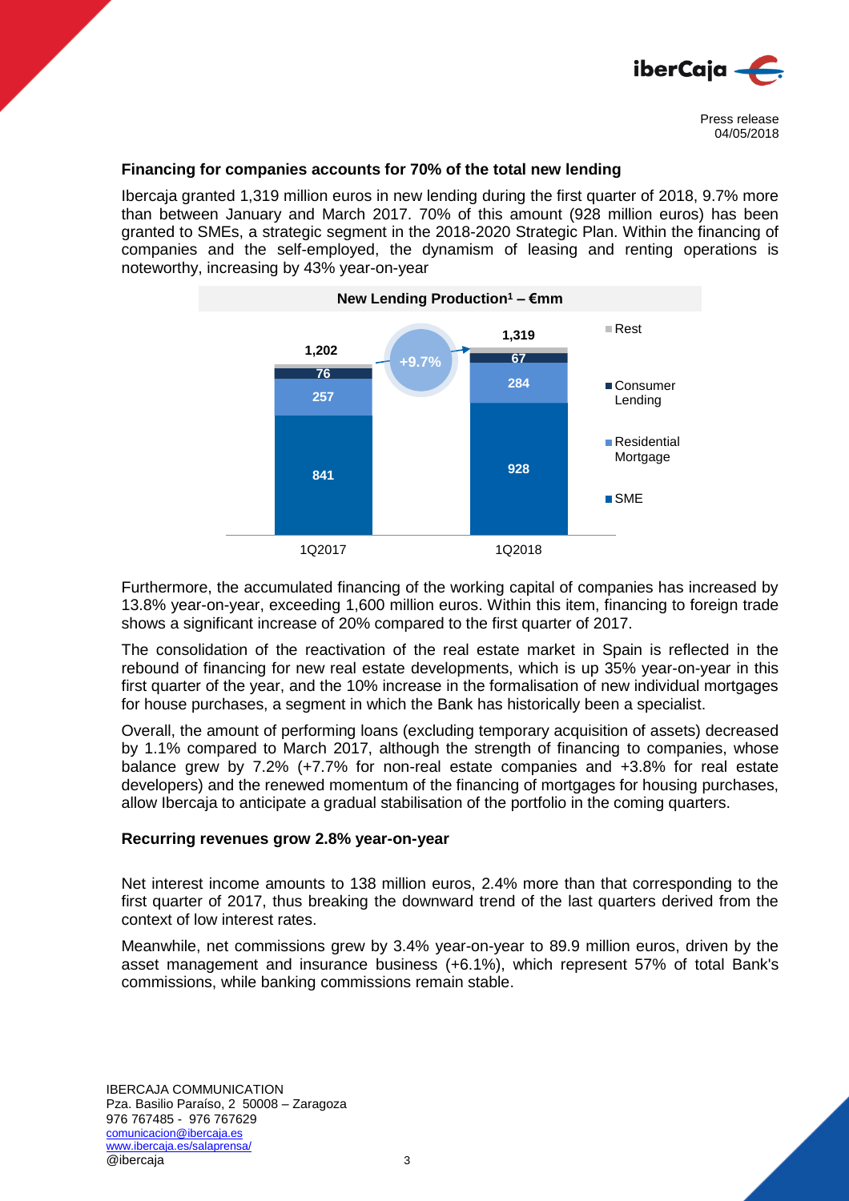### Financing for companies accounts for 70% of the total new lending

Ibercaja granted 1,319 million euros in new lending during the first quarter of 2018, 9.7% more than between January and March 2017. 70% of this amount (928 million euros) has been granted to SMEs, a strategic segment in the 2018-2020 Strategic Plan. Within the financing of companies and the self-employed, the dynamism of leasing and renting operations is noteworthy, increasing by 43% year-on-year

**New Lending Production[1] – €mm**

| | 1Q2017 | 1Q2018 |
|---|---|---|
| SME | 841 | 928 |
| Residential Mortgage | 257 | 284 |
| Consumer Lending | 76 | 67 |
| Rest | | |
| **Total** | **1,202** | **1,319** |

+9.7%

Furthermore, the accumulated financing of the working capital of companies has increased by 13.8% year-on-year, exceeding 1,600 million euros. Within this item, financing to foreign trade shows a significant increase of 20% compared to the first quarter of 2017.

The consolidation of the reactivation of the real estate market in Spain is reflected in the rebound of financing for new real estate developments, which is up 35% year-on-year in this first quarter of the year, and the 10% increase in the formalisation of new individual mortgages for house purchases, a segment in which the Bank has historically been a specialist.

Overall, the amount of performing loans (excluding temporary acquisition of assets) decreased by 1.1% compared to March 2017, although the strength of financing to companies, whose balance grew by 7.2% (+7.7% for non-real estate companies and +3.8% for real estate developers) and the renewed momentum of the financing of mortgages for housing purchases, allow Ibercaja to anticipate a gradual stabilisation of the portfolio in the coming quarters.

### Recurring revenues grow 2.8% year-on-year

Net interest income amounts to 138 million euros, 2.4% more than that corresponding to the first quarter of 2017, thus breaking the downward trend of the last quarters derived from the context of low interest rates.

Meanwhile, net commissions grew by 3.4% year-on-year to 89.9 million euros, driven by the asset management and insurance business (+6.1%), which represent 57% of total Bank's commissions, while banking commissions remain stable.

IBERCAJA COMMUNICATION
Pza. Basilio Paraíso, 2 50008 – Zaragoza
976 767485 - 976 767629
comunicacion@ibercaja.es
www.ibercaja.es/salaprensa/
@ibercaja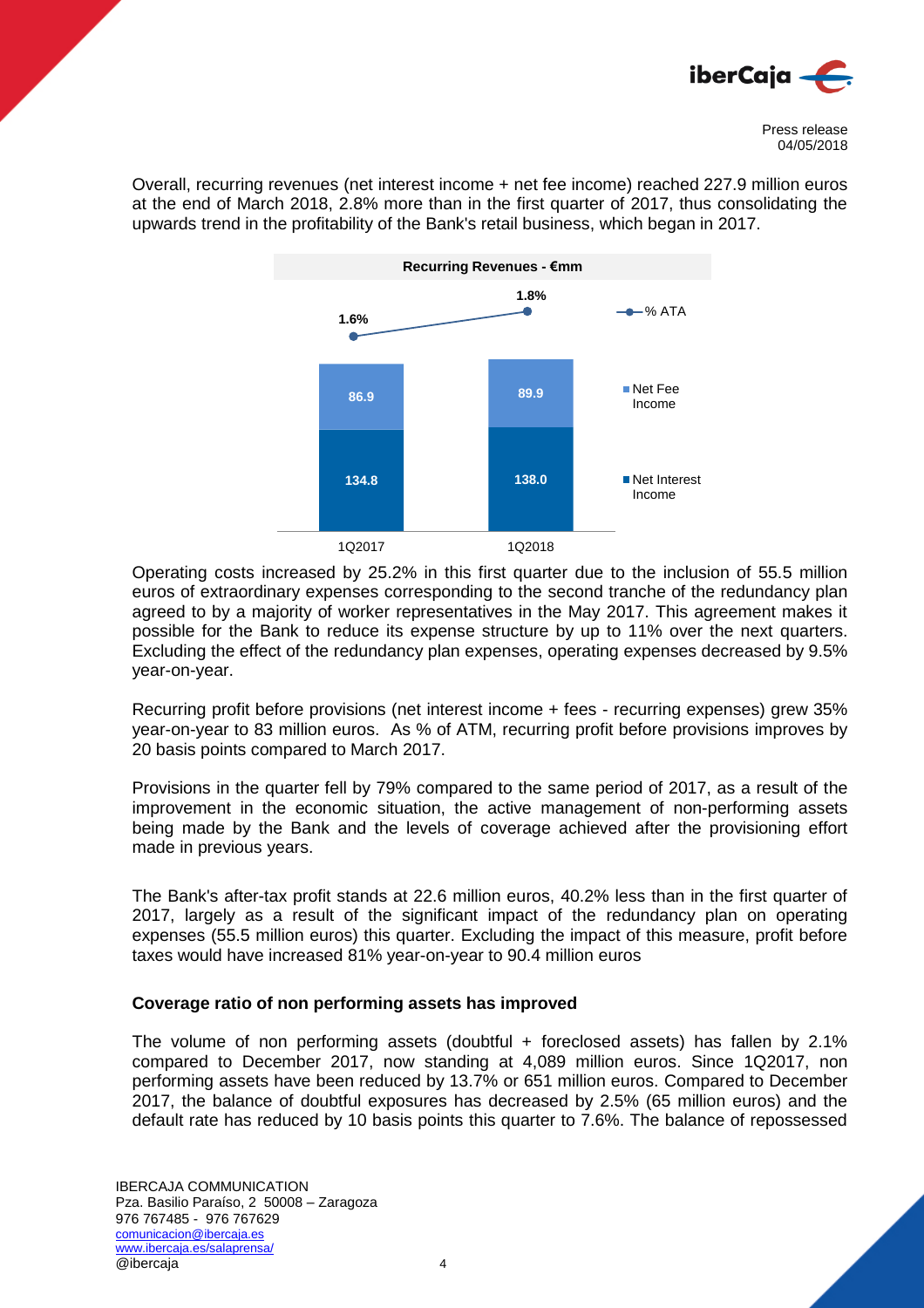Overall, recurring revenues (net interest income + net fee income) reached 227.9 million euros at the end of March 2018, 2.8% more than in the first quarter of 2017, thus consolidating the upwards trend in the profitability of the Bank's retail business, which began in 2017.

**Recurring Revenues - €mm**

| | 1Q2017 | 1Q2018 |
|---|---|---|
| Net Interest Income | 134.8 | 138.0 |
| Net Fee Income | 86.9 | 89.9 |
| % ATA | 1.6% | 1.8% |

Operating costs increased by 25.2% in this first quarter due to the inclusion of 55.5 million euros of extraordinary expenses corresponding to the second tranche of the redundancy plan agreed to by a majority of worker representatives in the May 2017. This agreement makes it possible for the Bank to reduce its expense structure by up to 11% over the next quarters. Excluding the effect of the redundancy plan expenses, operating expenses decreased by 9.5% year-on-year.

Recurring profit before provisions (net interest income + fees - recurring expenses) grew 35% year-on-year to 83 million euros. As % of ATM, recurring profit before provisions improves by 20 basis points compared to March 2017.

Provisions in the quarter fell by 79% compared to the same period of 2017, as a result of the improvement in the economic situation, the active management of non-performing assets being made by the Bank and the levels of coverage achieved after the provisioning effort made in previous years.

The Bank's after-tax profit stands at 22.6 million euros, 40.2% less than in the first quarter of 2017, largely as a result of the significant impact of the redundancy plan on operating expenses (55.5 million euros) this quarter. Excluding the impact of this measure, profit before taxes would have increased 81% year-on-year to 90.4 million euros

## Coverage ratio of non performing assets has improved

The volume of non performing assets (doubtful + foreclosed assets) has fallen by 2.1% compared to December 2017, now standing at 4,089 million euros. Since 1Q2017, non performing assets have been reduced by 13.7% or 651 million euros. Compared to December 2017, the balance of doubtful exposures has decreased by 2.5% (65 million euros) and the default rate has reduced by 10 basis points this quarter to 7.6%. The balance of repossessed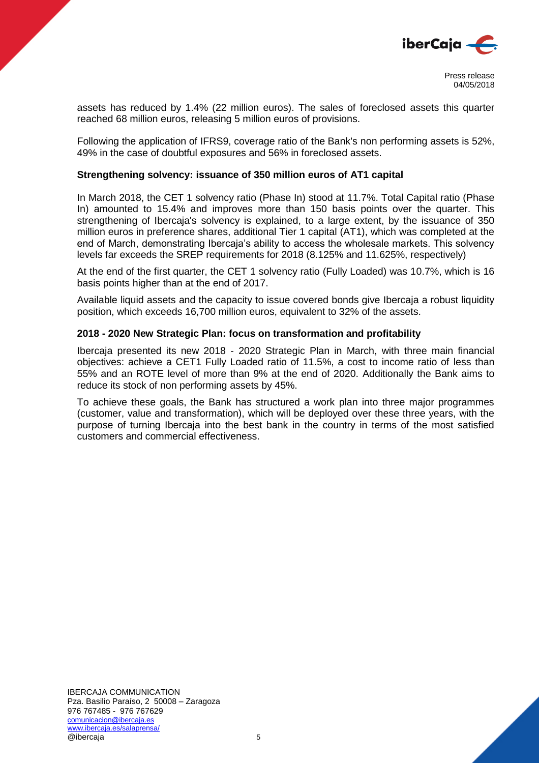assets has reduced by 1.4% (22 million euros). The sales of foreclosed assets this quarter reached 68 million euros, releasing 5 million euros of provisions.

Following the application of IFRS9, coverage ratio of the Bank's non performing assets is 52%, 49% in the case of doubtful exposures and 56% in foreclosed assets.

### Strengthening solvency: issuance of 350 million euros of AT1 capital

In March 2018, the CET 1 solvency ratio (Phase In) stood at 11.7%. Total Capital ratio (Phase In) amounted to 15.4% and improves more than 150 basis points over the quarter. This strengthening of Ibercaja's solvency is explained, to a large extent, by the issuance of 350 million euros in preference shares, additional Tier 1 capital (AT1), which was completed at the end of March, demonstrating Ibercaja's ability to access the wholesale markets. This solvency levels far exceeds the SREP requirements for 2018 (8.125% and 11.625%, respectively)

At the end of the first quarter, the CET 1 solvency ratio (Fully Loaded) was 10.7%, which is 16 basis points higher than at the end of 2017.

Available liquid assets and the capacity to issue covered bonds give Ibercaja a robust liquidity position, which exceeds 16,700 million euros, equivalent to 32% of the assets.

### 2018 - 2020 New Strategic Plan: focus on transformation and profitability

Ibercaja presented its new 2018 - 2020 Strategic Plan in March, with three main financial objectives: achieve a CET1 Fully Loaded ratio of 11.5%, a cost to income ratio of less than 55% and an ROTE level of more than 9% at the end of 2020. Additionally the Bank aims to reduce its stock of non performing assets by 45%.

To achieve these goals, the Bank has structured a work plan into three major programmes (customer, value and transformation), which will be deployed over these three years, with the purpose of turning Ibercaja into the best bank in the country in terms of the most satisfied customers and commercial effectiveness.

IBERCAJA COMMUNICATION
Pza. Basilio Paraíso, 2 50008 – Zaragoza
976 767485 - 976 767629
comunicacion@ibercaja.es
www.ibercaja.es/salaprensa/
@ibercaja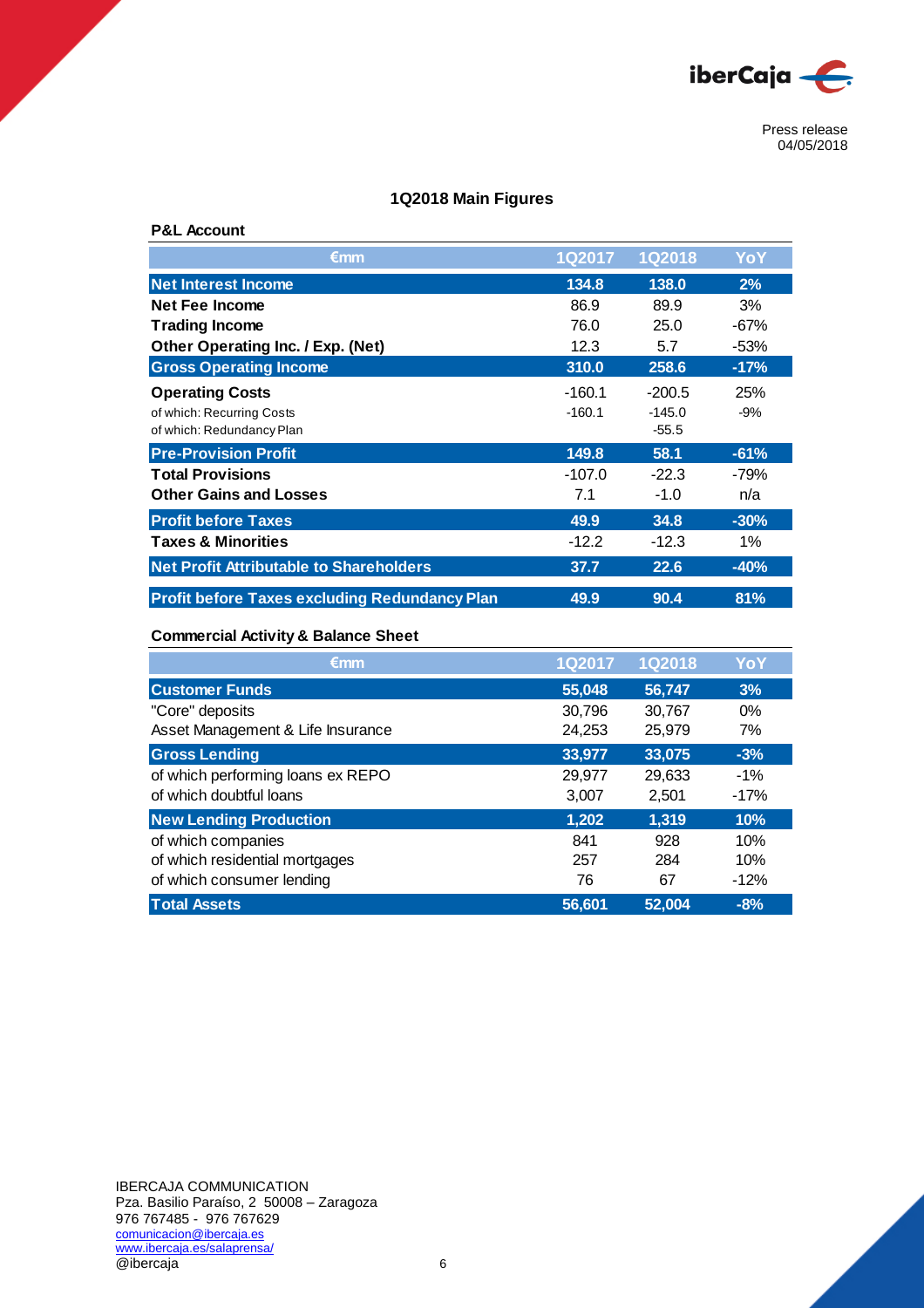Press release
04/05/2018

## 1Q2018 Main Figures

**P&L Account**

| €mm | 1Q2017 | 1Q2018 | YoY |
|---|---|---|---|
| **Net Interest Income** | **134.8** | **138.0** | **2%** |
| **Net Fee Income** | 86.9 | 89.9 | 3% |
| **Trading Income** | 76.0 | 25.0 | -67% |
| **Other Operating Inc. / Exp. (Net)** | 12.3 | 5.7 | -53% |
| **Gross Operating Income** | **310.0** | **258.6** | **-17%** |
| **Operating Costs** | -160.1 | -200.5 | 25% |
| of which: Recurring Costs | -160.1 | -145.0 | -9% |
| of which: Redundancy Plan | | -55.5 | |
| **Pre-Provision Profit** | **149.8** | **58.1** | **-61%** |
| **Total Provisions** | -107.0 | -22.3 | -79% |
| **Other Gains and Losses** | 7.1 | -1.0 | n/a |
| **Profit before Taxes** | **49.9** | **34.8** | **-30%** |
| **Taxes & Minorities** | -12.2 | -12.3 | 1% |
| **Net Profit Attributable to Shareholders** | **37.7** | **22.6** | **-40%** |
| **Profit before Taxes excluding Redundancy Plan** | **49.9** | **90.4** | **81%** |

**Commercial Activity & Balance Sheet**

| €mm | 1Q2017 | 1Q2018 | YoY |
|---|---|---|---|
| **Customer Funds** | **55,048** | **56,747** | **3%** |
| "Core" deposits | 30,796 | 30,767 | 0% |
| Asset Management & Life Insurance | 24,253 | 25,979 | 7% |
| **Gross Lending** | **33,977** | **33,075** | **-3%** |
| of which performing loans ex REPO | 29,977 | 29,633 | -1% |
| of which doubtful loans | 3,007 | 2,501 | -17% |
| **New Lending Production** | **1,202** | **1,319** | **10%** |
| of which companies | 841 | 928 | 10% |
| of which residential mortgages | 257 | 284 | 10% |
| of which consumer lending | 76 | 67 | -12% |
| **Total Assets** | **56,601** | **52,004** | **-8%** |

IBERCAJA COMMUNICATION
Pza. Basilio Paraíso, 2 50008 – Zaragoza
976 767485 - 976 767629
comunicacion@ibercaja.es
www.ibercaja.es/salaprensa/
@ibercaja